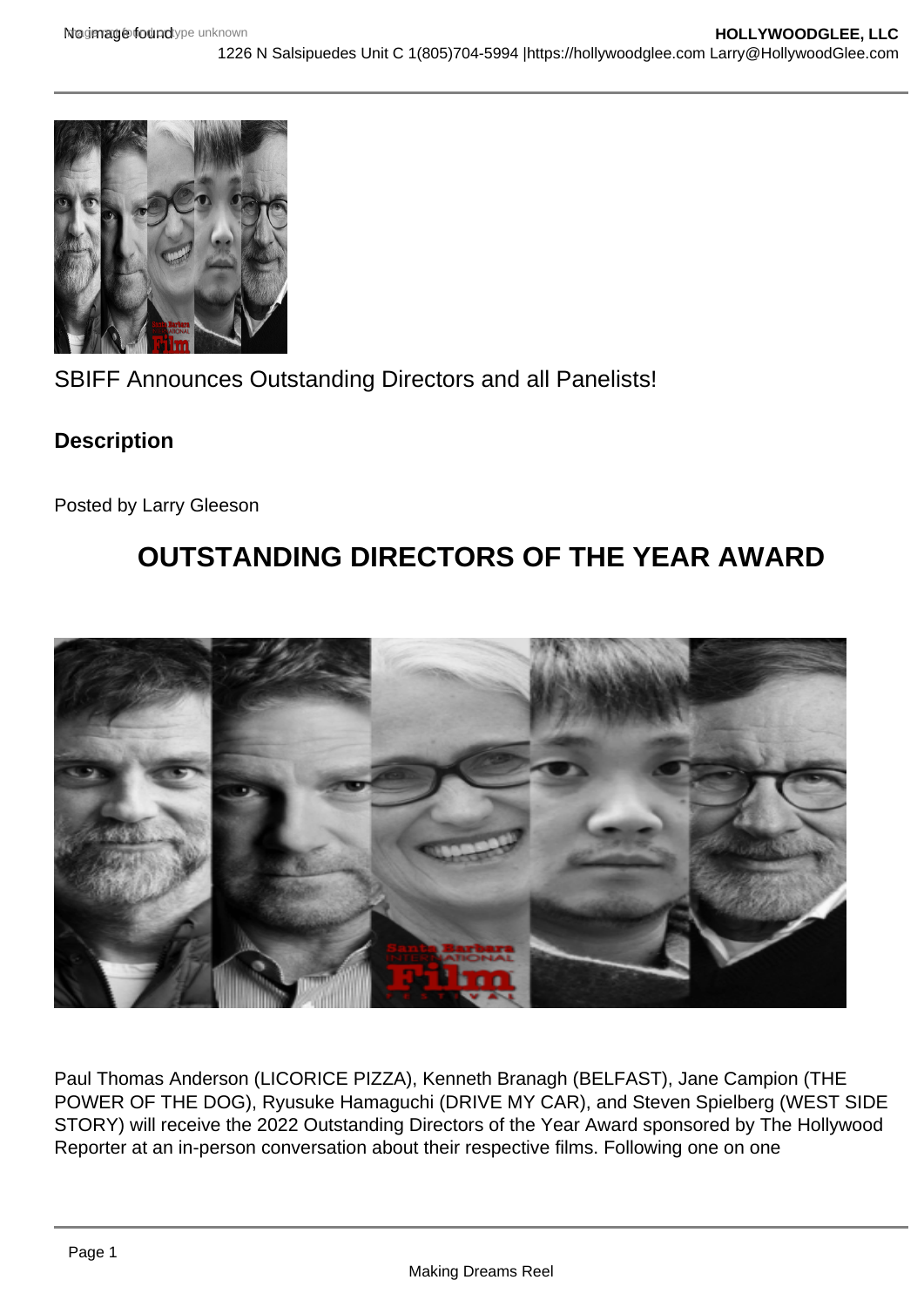SBIFF Announces Outstanding Directors and all Panelists!

**Description**

Posted by Larry Gleeson

## OUTSTANDING DIRECTORS OF THE YEAR AWARD

Paul Thomas Anderson (LICORICE PIZZA), Kenneth Branagh (BELFAST), Jane Campion (THE POWER OF THE DOG), Ryusuke Hamaguchi (DRIVE MY CAR), and Steven Spielberg (WEST SIDE STORY) will receive the 2022 Outstanding Directors of the Year Award sponsored by The Hollywood Reporter at an in-person conversation about their respective films. Following one on one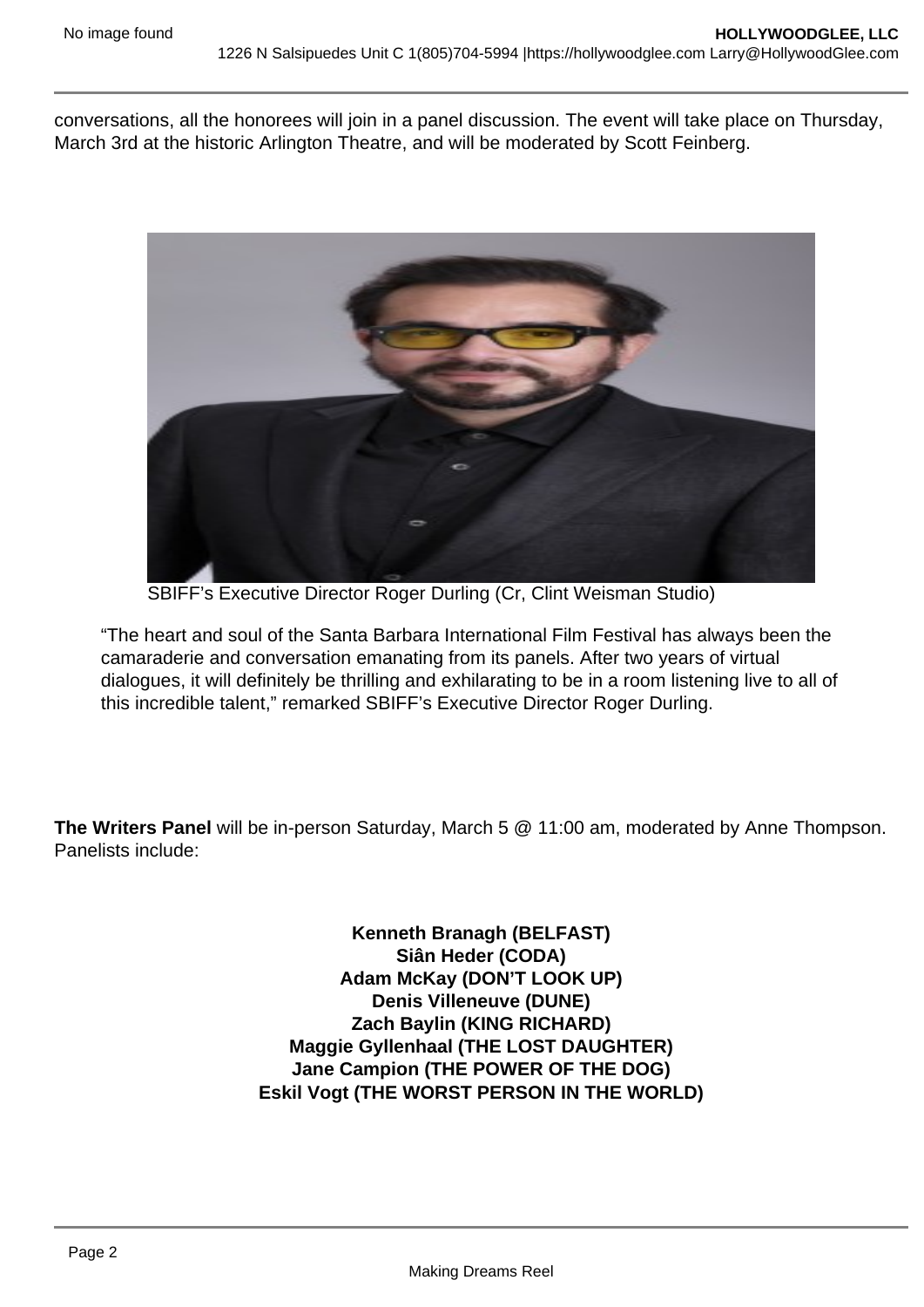conversations, all the honorees will join in a panel discussion. The event will take place on Thursday, March 3rd at the historic Arlington Theatre, and will be moderated by Scott Feinberg.

SBIFF's Executive Director Roger Durling (Cr, Clint Weisman Studio)

"The heart and soul of the Santa Barbara International Film Festival has always been the camaraderie and conversation emanating from its panels. After two years of virtual dialogues, it will definitely be thrilling and exhilarating to be in a room listening live to all of this incredible talent," remarked SBIFF's Executive Director Roger Durling.

**The Writers Panel** will be in-person Saturday, March 5 @ 11:00 am, moderated by Anne Thompson. Panelists include:

**Kenneth Branagh (BELFAST)**
**Siân Heder (CODA)**
**Adam McKay (DON'T LOOK UP)**
**Denis Villeneuve (DUNE)**
**Zach Baylin (KING RICHARD)**
**Maggie Gyllenhaal (THE LOST DAUGHTER)**
**Jane Campion (THE POWER OF THE DOG)**
**Eskil Vogt (THE WORST PERSON IN THE WORLD)**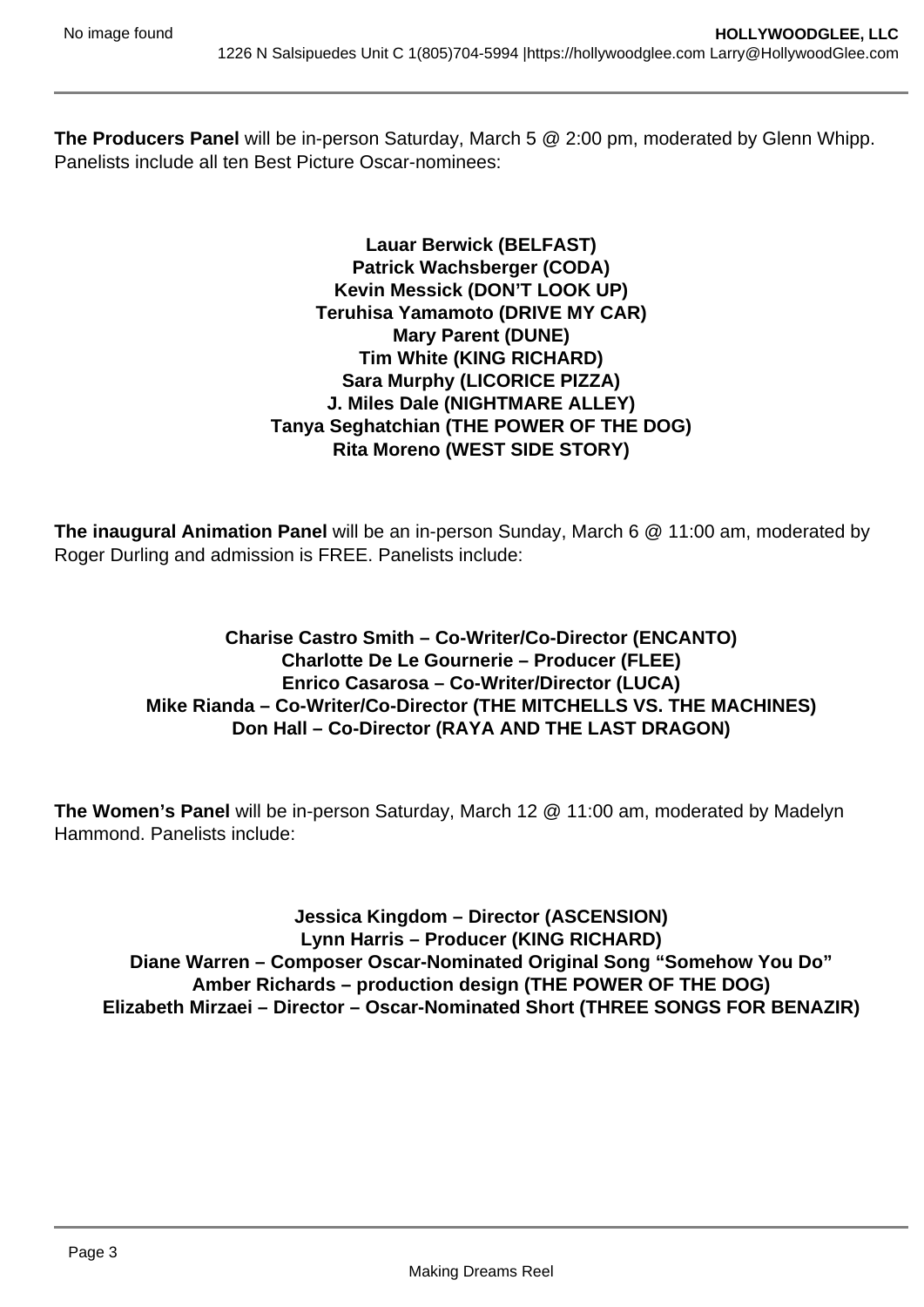**The Producers Panel** will be in-person Saturday, March 5 @ 2:00 pm, moderated by Glenn Whipp. Panelists include all ten Best Picture Oscar-nominees:

**Lauar Berwick (BELFAST)**
**Patrick Wachsberger (CODA)**
**Kevin Messick (DON'T LOOK UP)**
**Teruhisa Yamamoto (DRIVE MY CAR)**
**Mary Parent (DUNE)**
**Tim White (KING RICHARD)**
**Sara Murphy (LICORICE PIZZA)**
**J. Miles Dale (NIGHTMARE ALLEY)**
**Tanya Seghatchian (THE POWER OF THE DOG)**
**Rita Moreno (WEST SIDE STORY)**

**The inaugural Animation Panel** will be an in-person Sunday, March 6 @ 11:00 am, moderated by Roger Durling and admission is FREE. Panelists include:

**Charise Castro Smith – Co-Writer/Co-Director (ENCANTO)**
**Charlotte De Le Gournerie – Producer (FLEE)**
**Enrico Casarosa – Co-Writer/Director (LUCA)**
**Mike Rianda – Co-Writer/Co-Director (THE MITCHELLS VS. THE MACHINES)**
**Don Hall – Co-Director (RAYA AND THE LAST DRAGON)**

**The Women's Panel** will be in-person Saturday, March 12 @ 11:00 am, moderated by Madelyn Hammond. Panelists include:

**Jessica Kingdom – Director (ASCENSION)**
**Lynn Harris – Producer (KING RICHARD)**
**Diane Warren – Composer Oscar-Nominated Original Song "Somehow You Do"**
**Amber Richards – production design (THE POWER OF THE DOG)**
**Elizabeth Mirzaei – Director – Oscar-Nominated Short (THREE SONGS FOR BENAZIR)**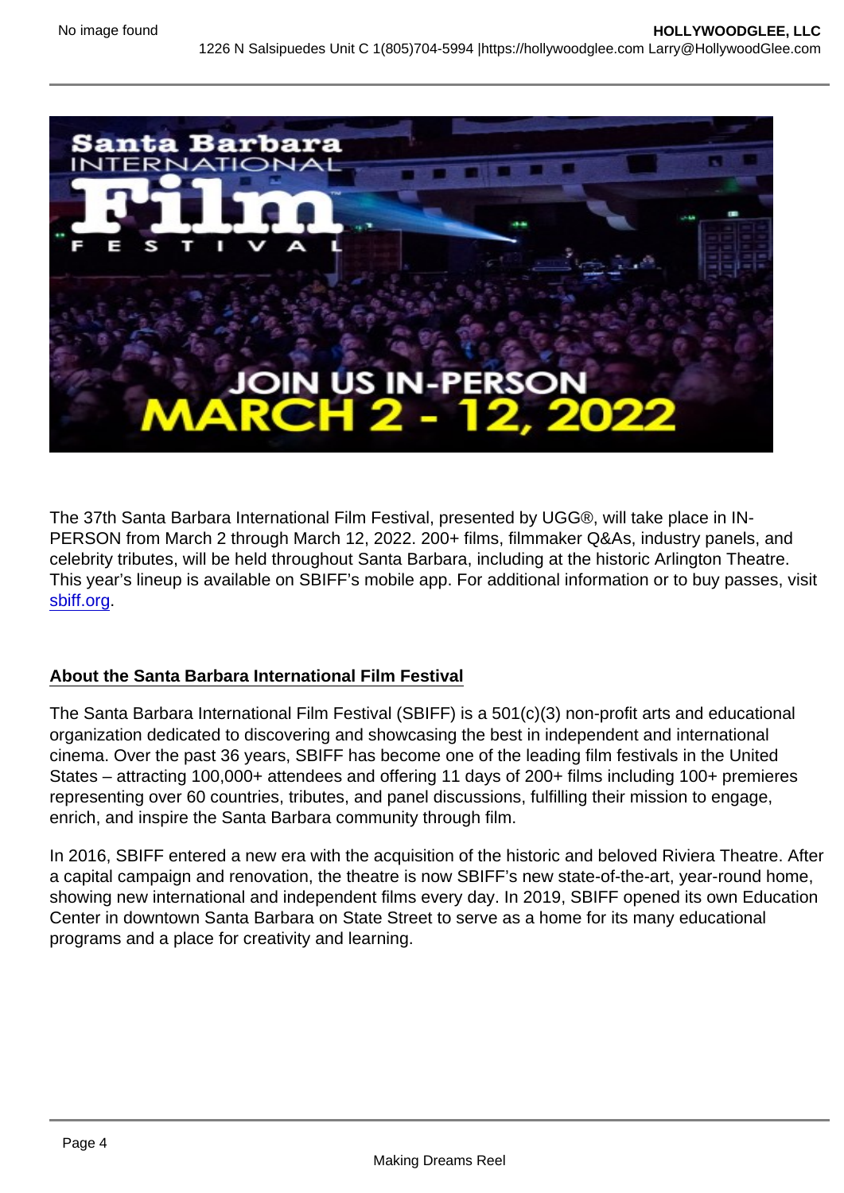The 37th Santa Barbara International Film Festival, presented by UGG®, will take place in IN-PERSON from March 2 through March 12, 2022. 200+ films, filmmaker Q&As, industry panels, and celebrity tributes, will be held throughout Santa Barbara, including at the historic Arlington Theatre. This year's lineup is available on SBIFF's mobile app. For additional information or to buy passes, visit sbiff.org.

**About the Santa Barbara International Film Festival**

The Santa Barbara International Film Festival (SBIFF) is a 501(c)(3) non-profit arts and educational organization dedicated to discovering and showcasing the best in independent and international cinema. Over the past 36 years, SBIFF has become one of the leading film festivals in the United States – attracting 100,000+ attendees and offering 11 days of 200+ films including 100+ premieres representing over 60 countries, tributes, and panel discussions, fulfilling their mission to engage, enrich, and inspire the Santa Barbara community through film.

In 2016, SBIFF entered a new era with the acquisition of the historic and beloved Riviera Theatre. After a capital campaign and renovation, the theatre is now SBIFF's new state-of-the-art, year-round home, showing new international and independent films every day. In 2019, SBIFF opened its own Education Center in downtown Santa Barbara on State Street to serve as a home for its many educational programs and a place for creativity and learning.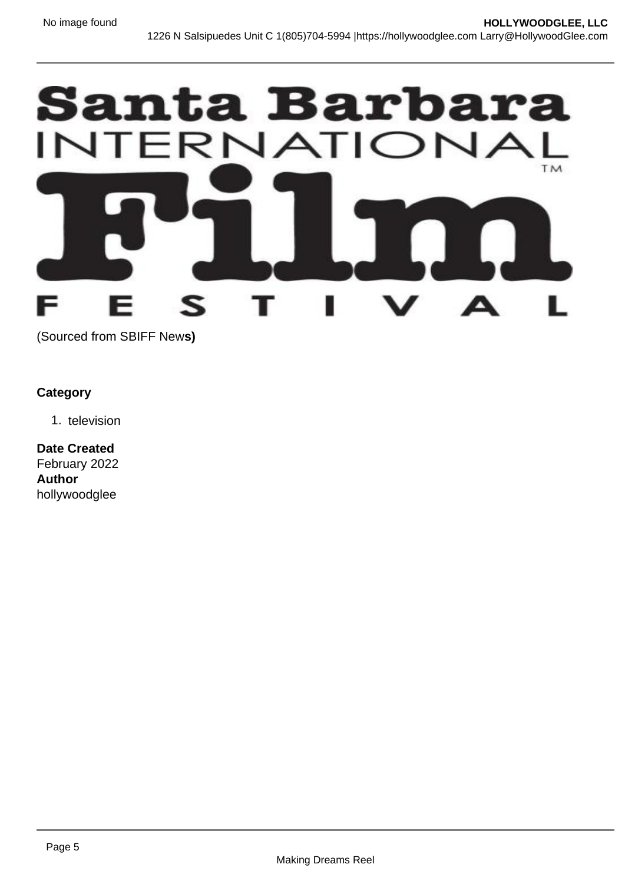(Sourced from SBIFF New**s)**

**Category**

1. television

**Date Created**
February 2022
**Author**
hollywoodglee